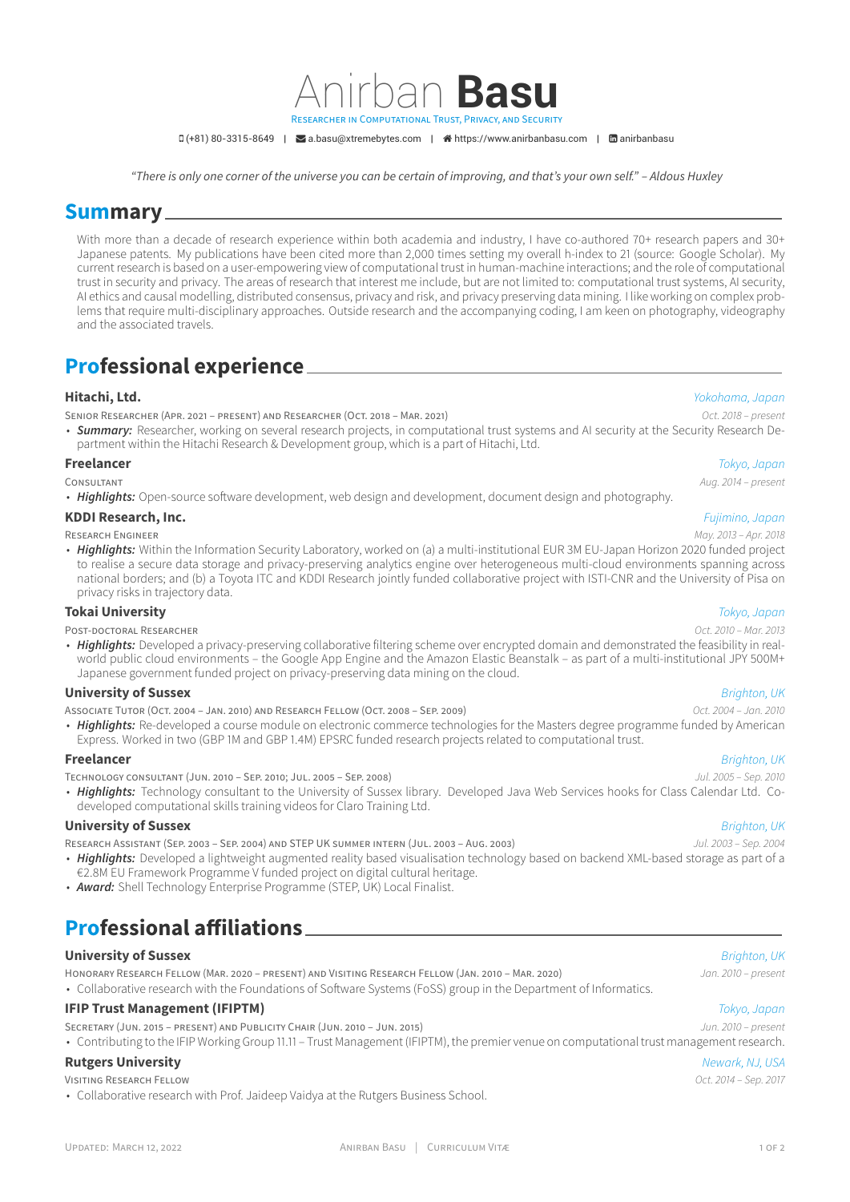# Anirban **Basu**

Researcher in Computational Trust, Privacy, and Security

(+81) 80-3315-8649 | a.basu@xtremebytes.com | https://www.anirbanbasu.com | anirbanbasu

*"There is only one corner of the universe you can be certain of improving, and that's your own self." – Aldous Huxley*

## Summary

With more than a decade of research experience within both academia and industry, I have co-authored 70+ research papers and 30+ Japanese patents. My publications have been cited more than 2,000 times setting my overall h-index to 21 (source: Google Scholar). My current research is based on a user-empowering view of computational trust in human-machine interactions; and the role of computational trust in security and privacy. The areas of research that interest me include, but are not limited to: computational trust systems, AI security, AI ethics and causal modelling, distributed consensus, privacy and risk, and privacy preserving data mining. I like working on complex problems that require multi-disciplinary approaches. Outside research and the accompanying coding, I am keen on photography, videography and the associated travels.

## Professional experience

### Hitachi, Ltd.
*Yokohama, Japan*

Senior Researcher (Apr. 2021 – present) and Researcher (Oct. 2018 – Mar. 2021) — *Oct. 2018 – present*

- ***Summary:*** Researcher, working on several research projects, in computational trust systems and AI security at the Security Research Department within the Hitachi Research & Development group, which is a part of Hitachi, Ltd.

### Freelancer
*Tokyo, Japan*

Consultant — *Aug. 2014 – present*

- ***Highlights:*** Open-source software development, web design and development, document design and photography.

### KDDI Research, Inc.
*Fujimino, Japan*

Research Engineer — *May. 2013 – Apr. 2018*

- ***Highlights:*** Within the Information Security Laboratory, worked on (a) a multi-institutional EUR 3M EU-Japan Horizon 2020 funded project to realise a secure data storage and privacy-preserving analytics engine over heterogeneous multi-cloud environments spanning across national borders; and (b) a Toyota ITC and KDDI Research jointly funded collaborative project with ISTI-CNR and the University of Pisa on privacy risks in trajectory data.

### Tokai University
*Tokyo, Japan*

Post-doctoral Researcher — *Oct. 2010 – Mar. 2013*

- ***Highlights:*** Developed a privacy-preserving collaborative filtering scheme over encrypted domain and demonstrated the feasibility in real-world public cloud environments – the Google App Engine and the Amazon Elastic Beanstalk – as part of a multi-institutional JPY 500M+ Japanese government funded project on privacy-preserving data mining on the cloud.

### University of Sussex
*Brighton, UK*

Associate Tutor (Oct. 2004 – Jan. 2010) and Research Fellow (Oct. 2008 – Sep. 2009) — *Oct. 2004 – Jan. 2010*

- ***Highlights:*** Re-developed a course module on electronic commerce technologies for the Masters degree programme funded by American Express. Worked in two (GBP 1M and GBP 1.4M) EPSRC funded research projects related to computational trust.

### Freelancer
*Brighton, UK*

Technology consultant (Jun. 2010 – Sep. 2010; Jul. 2005 – Sep. 2008) — *Jul. 2005 – Sep. 2010*

- ***Highlights:*** Technology consultant to the University of Sussex library. Developed Java Web Services hooks for Class Calendar Ltd. Co-developed computational skills training videos for Claro Training Ltd.

### University of Sussex
*Brighton, UK*

Research Assistant (Sep. 2003 – Sep. 2004) and STEP UK summer intern (Jul. 2003 – Aug. 2003) — *Jul. 2003 – Sep. 2004*

- ***Highlights:*** Developed a lightweight augmented reality based visualisation technology based on backend XML-based storage as part of a €2.8M EU Framework Programme V funded project on digital cultural heritage.
- ***Award:*** Shell Technology Enterprise Programme (STEP, UK) Local Finalist.

## Professional affiliations

### University of Sussex
*Brighton, UK*

Honorary Research Fellow (Mar. 2020 – present) and Visiting Research Fellow (Jan. 2010 – Mar. 2020) — *Jan. 2010 – present*

- Collaborative research with the Foundations of Software Systems (FoSS) group in the Department of Informatics.

### IFIP Trust Management (IFIPTM)
*Tokyo, Japan*

Secretary (Jun. 2015 – present) and Publicity Chair (Jun. 2010 – Jun. 2015) — *Jun. 2010 – present*

- Contributing to the IFIP Working Group 11.11 – Trust Management (IFIPTM), the premier venue on computational trust management research.

### Rutgers University
*Newark, NJ, USA*

Visiting Research Fellow — *Oct. 2014 – Sep. 2017*

- Collaborative research with Prof. Jaideep Vaidya at the Rutgers Business School.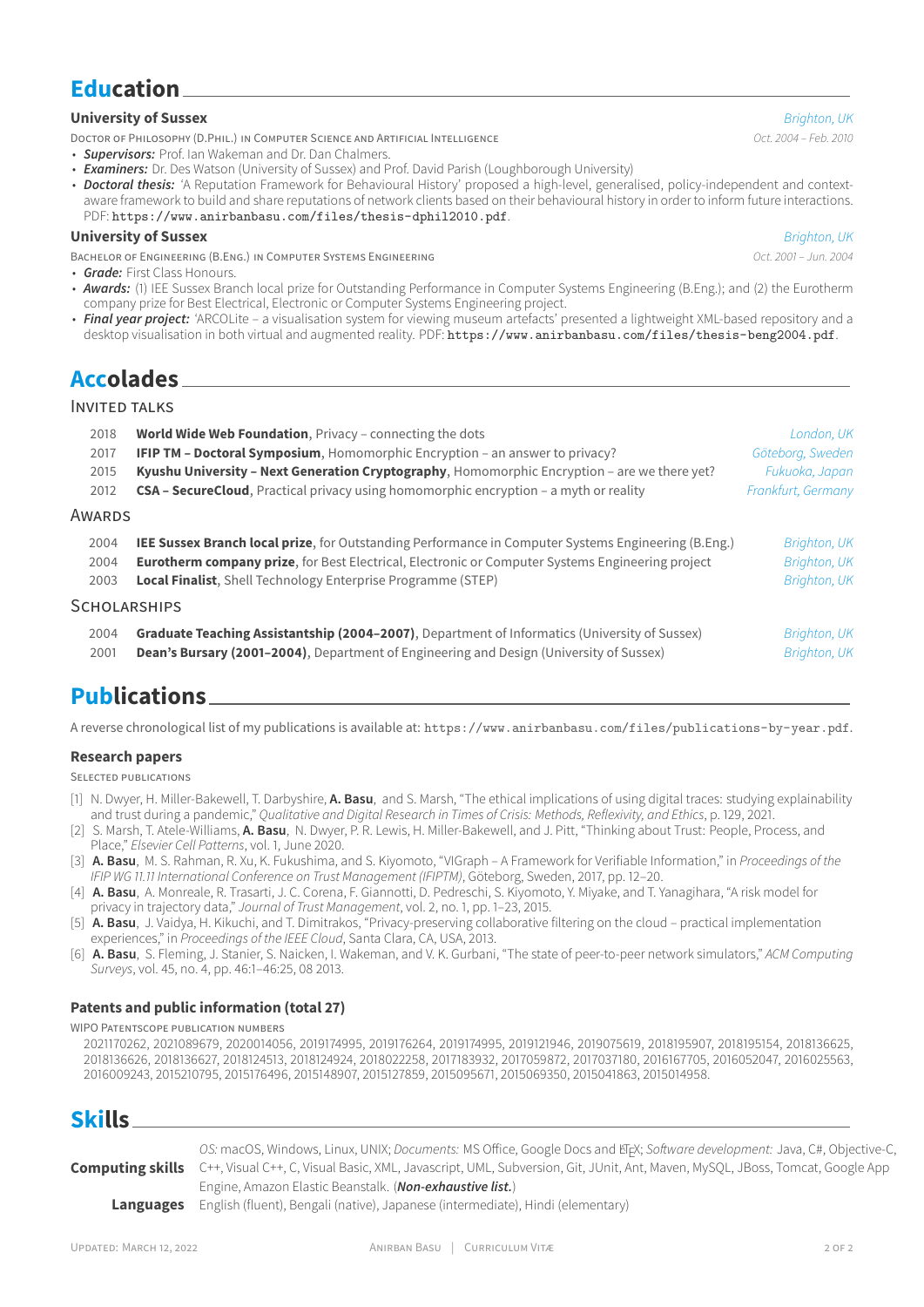# Education

### University of Sussex
*Brighton, UK*

Doctor of Philosophy (D.Phil.) in Computer Science and Artificial Intelligence — *Oct. 2004 – Feb. 2010*

- ***Supervisors:*** Prof. Ian Wakeman and Dr. Dan Chalmers.
- ***Examiners:*** Dr. Des Watson (University of Sussex) and Prof. David Parish (Loughborough University)
- ***Doctoral thesis:*** 'A Reputation Framework for Behavioural History' proposed a high-level, generalised, policy-independent and context-aware framework to build and share reputations of network clients based on their behavioural history in order to inform future interactions. PDF: `https://www.anirbanbasu.com/files/thesis-dphil2010.pdf`.

### University of Sussex
*Brighton, UK*

Bachelor of Engineering (B.Eng.) in Computer Systems Engineering — *Oct. 2001 – Jun. 2004*

- ***Grade:*** First Class Honours.
- ***Awards:*** (1) IEE Sussex Branch local prize for Outstanding Performance in Computer Systems Engineering (B.Eng.); and (2) the Eurotherm company prize for Best Electrical, Electronic or Computer Systems Engineering project.
- ***Final year project:*** 'ARCOLite – a visualisation system for viewing museum artefacts' presented a lightweight XML-based repository and a desktop visualisation in both virtual and augmented reality. PDF: `https://www.anirbanbasu.com/files/thesis-beng2004.pdf`.

# Accolades

### Invited talks

| | | |
|---|---|---|
| 2018 | **World Wide Web Foundation**, Privacy – connecting the dots | *London, UK* |
| 2017 | **IFIP TM – Doctoral Symposium**, Homomorphic Encryption – an answer to privacy? | *Göteborg, Sweden* |
| 2015 | **Kyushu University – Next Generation Cryptography**, Homomorphic Encryption – are we there yet? | *Fukuoka, Japan* |
| 2012 | **CSA – SecureCloud**, Practical privacy using homomorphic encryption – a myth or reality | *Frankfurt, Germany* |

### Awards

| | | |
|---|---|---|
| 2004 | **IEE Sussex Branch local prize**, for Outstanding Performance in Computer Systems Engineering (B.Eng.) | *Brighton, UK* |
| 2004 | **Eurotherm company prize**, for Best Electrical, Electronic or Computer Systems Engineering project | *Brighton, UK* |
| 2003 | **Local Finalist**, Shell Technology Enterprise Programme (STEP) | *Brighton, UK* |

### Scholarships

| | | |
|---|---|---|
| 2004 | **Graduate Teaching Assistantship (2004–2007)**, Department of Informatics (University of Sussex) | *Brighton, UK* |
| 2001 | **Dean's Bursary (2001–2004)**, Department of Engineering and Design (University of Sussex) | *Brighton, UK* |

# Publications

A reverse chronological list of my publications is available at: `https://www.anirbanbasu.com/files/publications-by-year.pdf`.

### Research papers

Selected publications

[1] N. Dwyer, H. Miller-Bakewell, T. Darbyshire, **A. Basu**, and S. Marsh, "The ethical implications of using digital traces: studying explainability and trust during a pandemic," *Qualitative and Digital Research in Times of Crisis: Methods, Reflexivity, and Ethics*, p. 129, 2021.

[2] S. Marsh, T. Atele-Williams, **A. Basu**, N. Dwyer, P. R. Lewis, H. Miller-Bakewell, and J. Pitt, "Thinking about Trust: People, Process, and Place," *Elsevier Cell Patterns*, vol. 1, June 2020.

[3] **A. Basu**, M. S. Rahman, R. Xu, K. Fukushima, and S. Kiyomoto, "VIGraph – A Framework for Verifiable Information," in *Proceedings of the IFIP WG 11.11 International Conference on Trust Management (IFIPTM)*, Göteborg, Sweden, 2017, pp. 12–20.

[4] **A. Basu**, A. Monreale, R. Trasarti, J. C. Corena, F. Giannotti, D. Pedreschi, S. Kiyomoto, Y. Miyake, and T. Yanagihara, "A risk model for privacy in trajectory data," *Journal of Trust Management*, vol. 2, no. 1, pp. 1–23, 2015.

[5] **A. Basu**, J. Vaidya, H. Kikuchi, and T. Dimitrakos, "Privacy-preserving collaborative filtering on the cloud – practical implementation experiences," in *Proceedings of the IEEE Cloud*, Santa Clara, CA, USA, 2013.

[6] **A. Basu**, S. Fleming, J. Stanier, S. Naicken, I. Wakeman, and V. K. Gurbani, "The state of peer-to-peer network simulators," *ACM Computing Surveys*, vol. 45, no. 4, pp. 46:1–46:25, 08 2013.

### Patents and public information (total 27)

WIPO Patentscope publication numbers

2021170262, 2021089679, 2020014056, 2019174995, 2019176264, 2019174995, 2019121946, 2019075619, 2018195907, 2018195154, 2018136625, 2018136626, 2018136627, 2018124513, 2018124924, 2018022258, 2017183932, 2017059872, 2017037180, 2016177705, 2016052047, 2016025563, 2016009243, 2015210795, 2015176496, 2015148907, 2015127859, 2015095671, 2015069350, 2015041863, 2015014958.

# Skills

**Computing skills** — *OS:* macOS, Windows, Linux, UNIX; *Documents:* MS Office, Google Docs and LaTeX; *Software development:* Java, C#, Objective-C, C++, Visual C++, C, Visual Basic, XML, Javascript, UML, Subversion, Git, JUnit, Ant, Maven, MySQL, JBoss, Tomcat, Google App Engine, Amazon Elastic Beanstalk. (***Non-exhaustive list.***)

**Languages** — English (fluent), Bengali (native), Japanese (intermediate), Hindi (elementary)